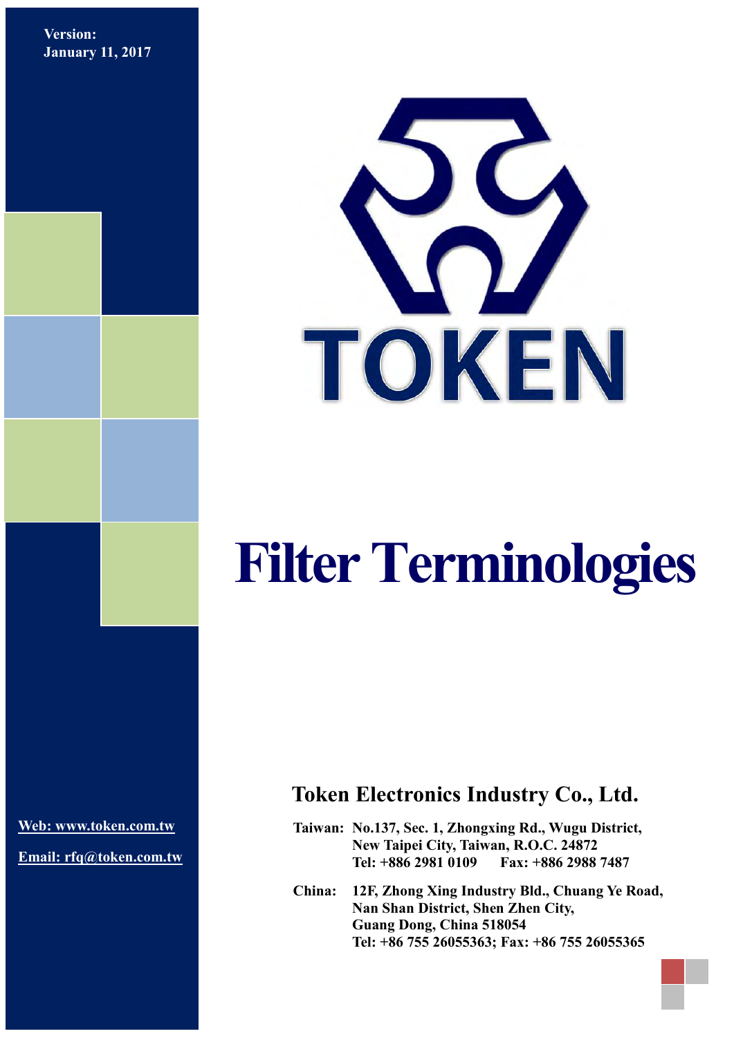**Version:**
**January 11, 2017**

TOKEN

# Filter Terminologies

## Token Electronics Industry Co., Ltd.

**Taiwan:** No.137, Sec. 1, Zhongxing Rd., Wugu District,
New Taipei City, Taiwan, R.O.C. 24872
Tel: +886 2981 0109 Fax: +886 2988 7487

**China:** 12F, Zhong Xing Industry Bld., Chuang Ye Road,
Nan Shan District, Shen Zhen City,
Guang Dong, China 518054
Tel: +86 755 26055363; Fax: +86 755 26055365

Web: www.token.com.tw

Email: rfq@token.com.tw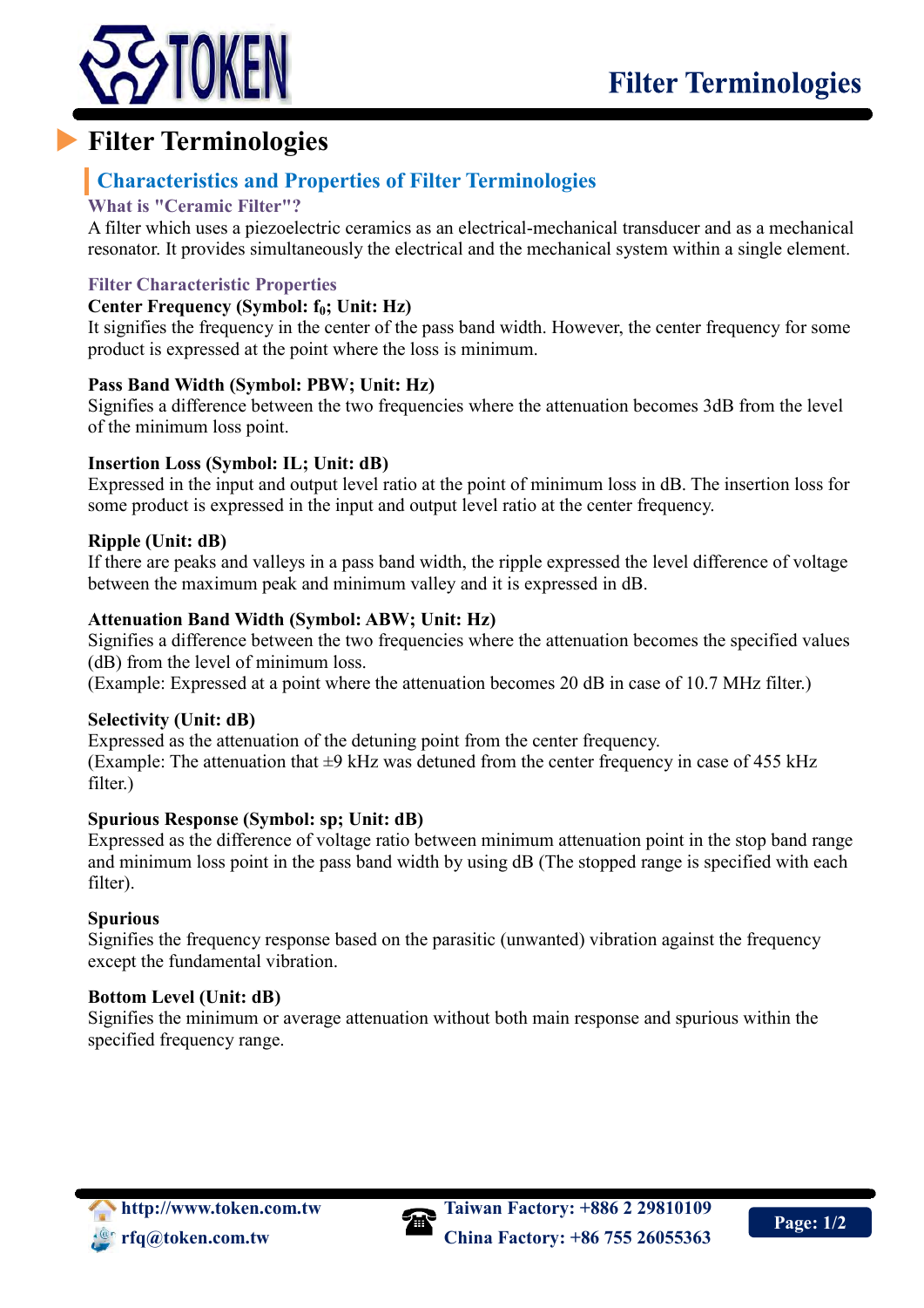# Filter Terminologies

## Characteristics and Properties of Filter Terminologies

### What is "Ceramic Filter"?

A filter which uses a piezoelectric ceramics as an electrical-mechanical transducer and as a mechanical resonator. It provides simultaneously the electrical and the mechanical system within a single element.

### Filter Characteristic Properties

**Center Frequency (Symbol: $f_0$; Unit: Hz)**

It signifies the frequency in the center of the pass band width. However, the center frequency for some product is expressed at the point where the loss is minimum.

**Pass Band Width (Symbol: PBW; Unit: Hz)**

Signifies a difference between the two frequencies where the attenuation becomes 3dB from the level of the minimum loss point.

**Insertion Loss (Symbol: IL; Unit: dB)**

Expressed in the input and output level ratio at the point of minimum loss in dB. The insertion loss for some product is expressed in the input and output level ratio at the center frequency.

**Ripple (Unit: dB)**

If there are peaks and valleys in a pass band width, the ripple expressed the level difference of voltage between the maximum peak and minimum valley and it is expressed in dB.

**Attenuation Band Width (Symbol: ABW; Unit: Hz)**

Signifies a difference between the two frequencies where the attenuation becomes the specified values (dB) from the level of minimum loss.
(Example: Expressed at a point where the attenuation becomes 20 dB in case of 10.7 MHz filter.)

**Selectivity (Unit: dB)**

Expressed as the attenuation of the detuning point from the center frequency.
(Example: The attenuation that ±9 kHz was detuned from the center frequency in case of 455 kHz filter.)

**Spurious Response (Symbol: sp; Unit: dB)**

Expressed as the difference of voltage ratio between minimum attenuation point in the stop band range and minimum loss point in the pass band width by using dB (The stopped range is specified with each filter).

**Spurious**

Signifies the frequency response based on the parasitic (unwanted) vibration against the frequency except the fundamental vibration.

**Bottom Level (Unit: dB)**

Signifies the minimum or average attenuation without both main response and spurious within the specified frequency range.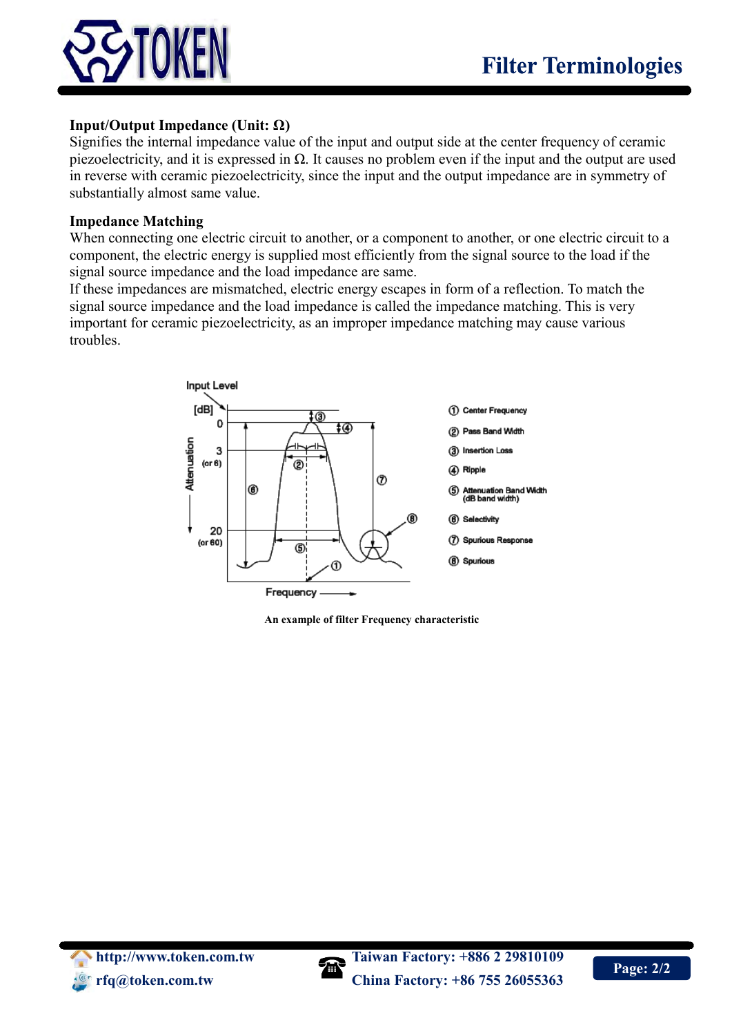## Input/Output Impedance (Unit: Ω)

Signifies the internal impedance value of the input and output side at the center frequency of ceramic piezoelectricity, and it is expressed in Ω. It causes no problem even if the input and the output are used in reverse with ceramic piezoelectricity, since the input and the output impedance are in symmetry of substantially almost same value.

## Impedance Matching

When connecting one electric circuit to another, or a component to another, or one electric circuit to a component, the electric energy is supplied most efficiently from the signal source to the load if the signal source impedance and the load impedance are same.

If these impedances are mismatched, electric energy escapes in form of a reflection. To match the signal source impedance and the load impedance is called the impedance matching. This is very important for ceramic piezoelectricity, as an improper impedance matching may cause various troubles.

Input Level
[dB]
0
3
(or 6)
20
(or 60)
Attenuation
Frequency

① Center Frequency
② Pass Band Width
③ Insertion Loss
④ Ripple
⑤ Attenuation Band Width (dB band width)
⑥ Selectivity
⑦ Spurious Response
⑧ Spurious

**An example of filter Frequency characteristic**